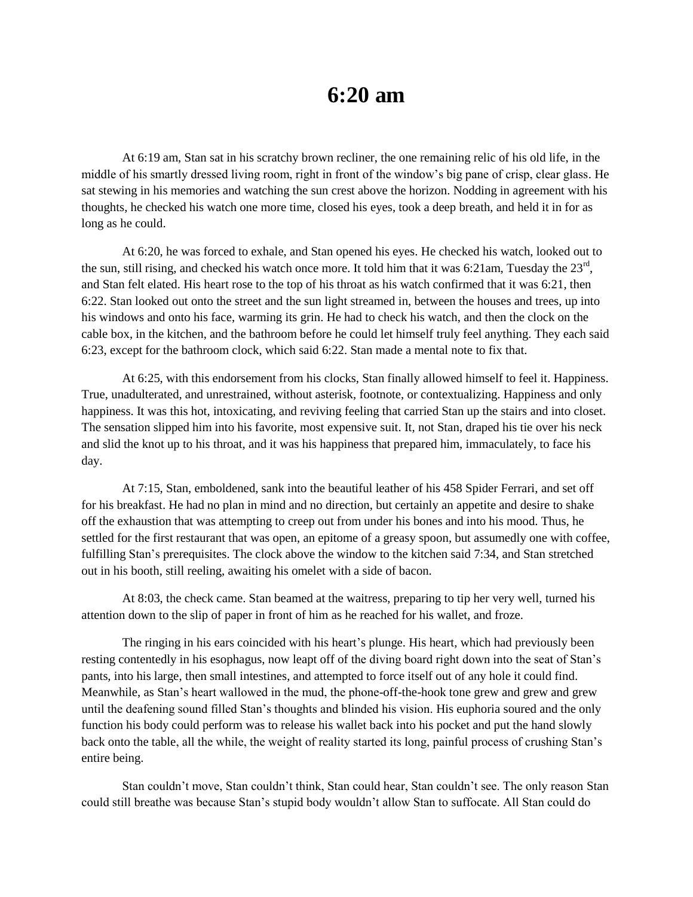# 6:20 am

At 6:19 am, Stan sat in his scratchy brown recliner, the one remaining relic of his old life, in the middle of his smartly dressed living room, right in front of the window's big pane of crisp, clear glass. He sat stewing in his memories and watching the sun crest above the horizon. Nodding in agreement with his thoughts, he checked his watch one more time, closed his eyes, took a deep breath, and held it in for as long as he could.

At 6:20, he was forced to exhale, and Stan opened his eyes. He checked his watch, looked out to the sun, still rising, and checked his watch once more. It told him that it was 6:21am, Tuesday the 23rd, and Stan felt elated. His heart rose to the top of his throat as his watch confirmed that it was 6:21, then 6:22. Stan looked out onto the street and the sun light streamed in, between the houses and trees, up into his windows and onto his face, warming its grin. He had to check his watch, and then the clock on the cable box, in the kitchen, and the bathroom before he could let himself truly feel anything. They each said 6:23, except for the bathroom clock, which said 6:22. Stan made a mental note to fix that.

At 6:25, with this endorsement from his clocks, Stan finally allowed himself to feel it. Happiness. True, unadulterated, and unrestrained, without asterisk, footnote, or contextualizing. Happiness and only happiness. It was this hot, intoxicating, and reviving feeling that carried Stan up the stairs and into closet. The sensation slipped him into his favorite, most expensive suit. It, not Stan, draped his tie over his neck and slid the knot up to his throat, and it was his happiness that prepared him, immaculately, to face his day.

At 7:15, Stan, emboldened, sank into the beautiful leather of his 458 Spider Ferrari, and set off for his breakfast. He had no plan in mind and no direction, but certainly an appetite and desire to shake off the exhaustion that was attempting to creep out from under his bones and into his mood. Thus, he settled for the first restaurant that was open, an epitome of a greasy spoon, but assumedly one with coffee, fulfilling Stan's prerequisites. The clock above the window to the kitchen said 7:34, and Stan stretched out in his booth, still reeling, awaiting his omelet with a side of bacon.

At 8:03, the check came. Stan beamed at the waitress, preparing to tip her very well, turned his attention down to the slip of paper in front of him as he reached for his wallet, and froze.

The ringing in his ears coincided with his heart's plunge. His heart, which had previously been resting contentedly in his esophagus, now leapt off of the diving board right down into the seat of Stan's pants, into his large, then small intestines, and attempted to force itself out of any hole it could find. Meanwhile, as Stan's heart wallowed in the mud, the phone-off-the-hook tone grew and grew and grew until the deafening sound filled Stan's thoughts and blinded his vision. His euphoria soured and the only function his body could perform was to release his wallet back into his pocket and put the hand slowly back onto the table, all the while, the weight of reality started its long, painful process of crushing Stan's entire being.

Stan couldn't move, Stan couldn't think, Stan could hear, Stan couldn't see. The only reason Stan could still breathe was because Stan's stupid body wouldn't allow Stan to suffocate. All Stan could do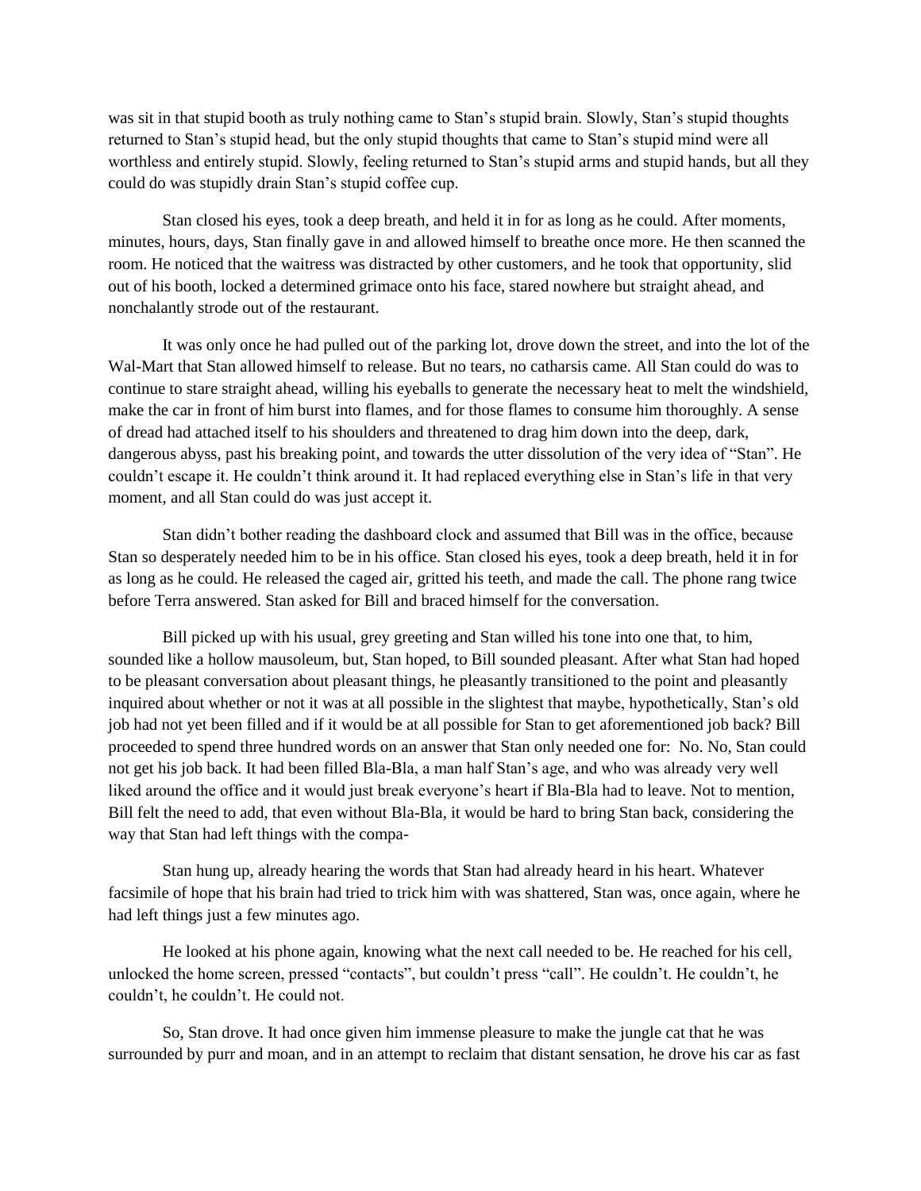was sit in that stupid booth as truly nothing came to Stan's stupid brain. Slowly, Stan's stupid thoughts returned to Stan's stupid head, but the only stupid thoughts that came to Stan's stupid mind were all worthless and entirely stupid. Slowly, feeling returned to Stan's stupid arms and stupid hands, but all they could do was stupidly drain Stan's stupid coffee cup.

Stan closed his eyes, took a deep breath, and held it in for as long as he could. After moments, minutes, hours, days, Stan finally gave in and allowed himself to breathe once more. He then scanned the room. He noticed that the waitress was distracted by other customers, and he took that opportunity, slid out of his booth, locked a determined grimace onto his face, stared nowhere but straight ahead, and nonchalantly strode out of the restaurant.

It was only once he had pulled out of the parking lot, drove down the street, and into the lot of the Wal-Mart that Stan allowed himself to release. But no tears, no catharsis came. All Stan could do was to continue to stare straight ahead, willing his eyeballs to generate the necessary heat to melt the windshield, make the car in front of him burst into flames, and for those flames to consume him thoroughly. A sense of dread had attached itself to his shoulders and threatened to drag him down into the deep, dark, dangerous abyss, past his breaking point, and towards the utter dissolution of the very idea of "Stan". He couldn't escape it. He couldn't think around it. It had replaced everything else in Stan's life in that very moment, and all Stan could do was just accept it.

Stan didn't bother reading the dashboard clock and assumed that Bill was in the office, because Stan so desperately needed him to be in his office. Stan closed his eyes, took a deep breath, held it in for as long as he could. He released the caged air, gritted his teeth, and made the call. The phone rang twice before Terra answered. Stan asked for Bill and braced himself for the conversation.

Bill picked up with his usual, grey greeting and Stan willed his tone into one that, to him, sounded like a hollow mausoleum, but, Stan hoped, to Bill sounded pleasant. After what Stan had hoped to be pleasant conversation about pleasant things, he pleasantly transitioned to the point and pleasantly inquired about whether or not it was at all possible in the slightest that maybe, hypothetically, Stan's old job had not yet been filled and if it would be at all possible for Stan to get aforementioned job back? Bill proceeded to spend three hundred words on an answer that Stan only needed one for: No. No, Stan could not get his job back. It had been filled Bla-Bla, a man half Stan's age, and who was already very well liked around the office and it would just break everyone's heart if Bla-Bla had to leave. Not to mention, Bill felt the need to add, that even without Bla-Bla, it would be hard to bring Stan back, considering the way that Stan had left things with the compa-

Stan hung up, already hearing the words that Stan had already heard in his heart. Whatever facsimile of hope that his brain had tried to trick him with was shattered, Stan was, once again, where he had left things just a few minutes ago.

He looked at his phone again, knowing what the next call needed to be. He reached for his cell, unlocked the home screen, pressed "contacts", but couldn't press "call". He couldn't. He couldn't, he couldn't, he couldn't. He could not.

So, Stan drove. It had once given him immense pleasure to make the jungle cat that he was surrounded by purr and moan, and in an attempt to reclaim that distant sensation, he drove his car as fast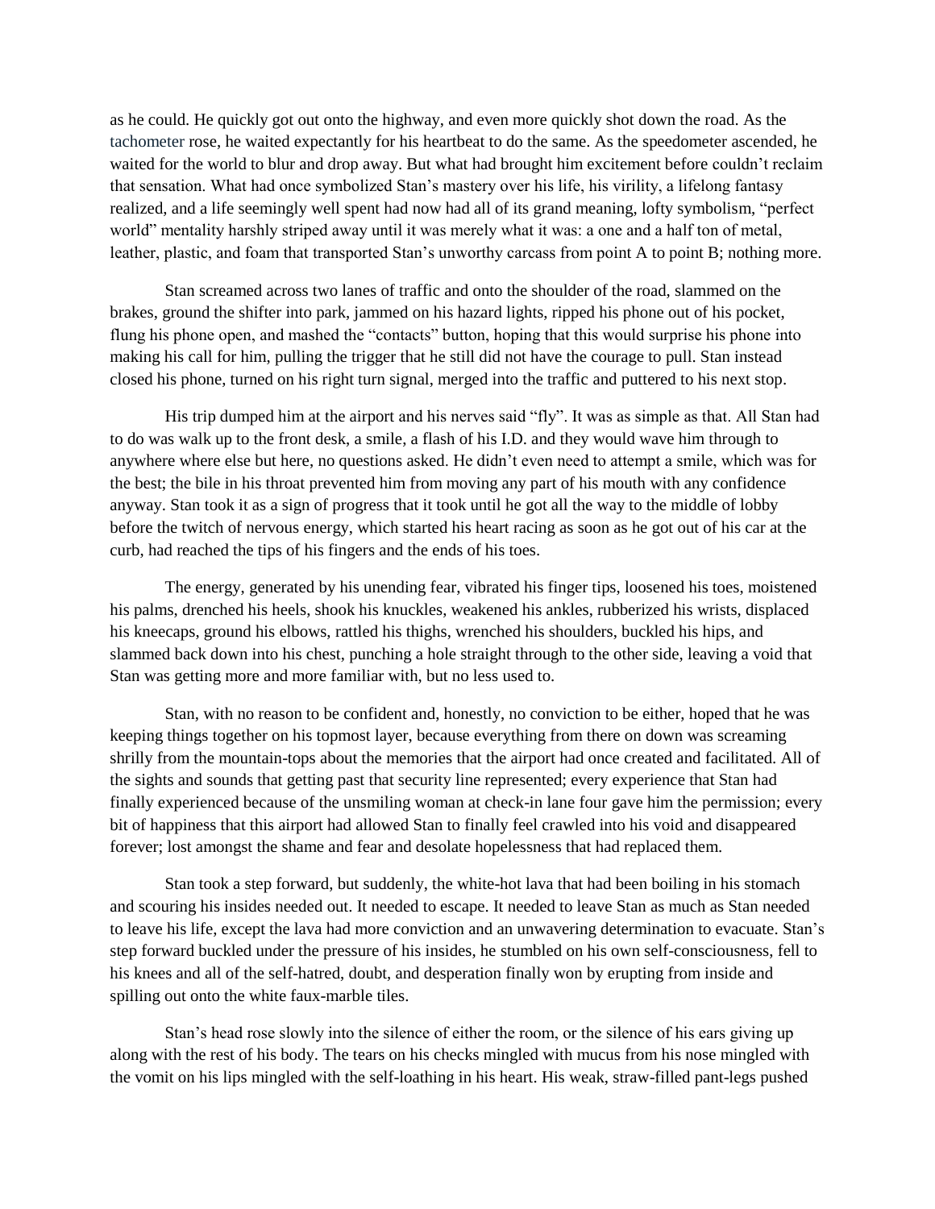as he could. He quickly got out onto the highway, and even more quickly shot down the road. As the tachometer rose, he waited expectantly for his heartbeat to do the same. As the speedometer ascended, he waited for the world to blur and drop away. But what had brought him excitement before couldn't reclaim that sensation. What had once symbolized Stan's mastery over his life, his virility, a lifelong fantasy realized, and a life seemingly well spent had now had all of its grand meaning, lofty symbolism, "perfect world" mentality harshly striped away until it was merely what it was: a one and a half ton of metal, leather, plastic, and foam that transported Stan's unworthy carcass from point A to point B; nothing more.

Stan screamed across two lanes of traffic and onto the shoulder of the road, slammed on the brakes, ground the shifter into park, jammed on his hazard lights, ripped his phone out of his pocket, flung his phone open, and mashed the "contacts" button, hoping that this would surprise his phone into making his call for him, pulling the trigger that he still did not have the courage to pull. Stan instead closed his phone, turned on his right turn signal, merged into the traffic and puttered to his next stop.

His trip dumped him at the airport and his nerves said "fly". It was as simple as that. All Stan had to do was walk up to the front desk, a smile, a flash of his I.D. and they would wave him through to anywhere where else but here, no questions asked. He didn't even need to attempt a smile, which was for the best; the bile in his throat prevented him from moving any part of his mouth with any confidence anyway. Stan took it as a sign of progress that it took until he got all the way to the middle of lobby before the twitch of nervous energy, which started his heart racing as soon as he got out of his car at the curb, had reached the tips of his fingers and the ends of his toes.

The energy, generated by his unending fear, vibrated his finger tips, loosened his toes, moistened his palms, drenched his heels, shook his knuckles, weakened his ankles, rubberized his wrists, displaced his kneecaps, ground his elbows, rattled his thighs, wrenched his shoulders, buckled his hips, and slammed back down into his chest, punching a hole straight through to the other side, leaving a void that Stan was getting more and more familiar with, but no less used to.

Stan, with no reason to be confident and, honestly, no conviction to be either, hoped that he was keeping things together on his topmost layer, because everything from there on down was screaming shrilly from the mountain-tops about the memories that the airport had once created and facilitated. All of the sights and sounds that getting past that security line represented; every experience that Stan had finally experienced because of the unsmiling woman at check-in lane four gave him the permission; every bit of happiness that this airport had allowed Stan to finally feel crawled into his void and disappeared forever; lost amongst the shame and fear and desolate hopelessness that had replaced them.

Stan took a step forward, but suddenly, the white-hot lava that had been boiling in his stomach and scouring his insides needed out. It needed to escape. It needed to leave Stan as much as Stan needed to leave his life, except the lava had more conviction and an unwavering determination to evacuate. Stan's step forward buckled under the pressure of his insides, he stumbled on his own self-consciousness, fell to his knees and all of the self-hatred, doubt, and desperation finally won by erupting from inside and spilling out onto the white faux-marble tiles.

Stan's head rose slowly into the silence of either the room, or the silence of his ears giving up along with the rest of his body. The tears on his checks mingled with mucus from his nose mingled with the vomit on his lips mingled with the self-loathing in his heart. His weak, straw-filled pant-legs pushed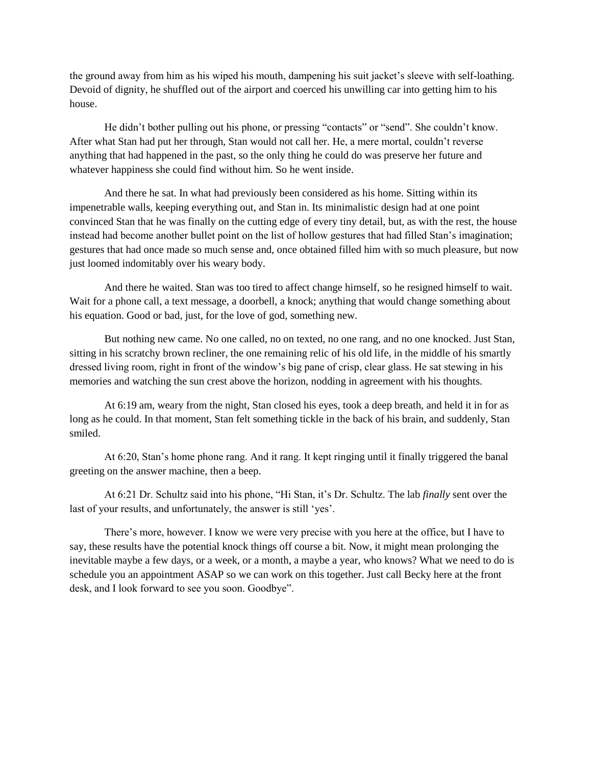the ground away from him as his wiped his mouth, dampening his suit jacket's sleeve with self-loathing. Devoid of dignity, he shuffled out of the airport and coerced his unwilling car into getting him to his house.

He didn't bother pulling out his phone, or pressing "contacts" or "send". She couldn't know. After what Stan had put her through, Stan would not call her. He, a mere mortal, couldn't reverse anything that had happened in the past, so the only thing he could do was preserve her future and whatever happiness she could find without him. So he went inside.

And there he sat. In what had previously been considered as his home. Sitting within its impenetrable walls, keeping everything out, and Stan in. Its minimalistic design had at one point convinced Stan that he was finally on the cutting edge of every tiny detail, but, as with the rest, the house instead had become another bullet point on the list of hollow gestures that had filled Stan's imagination; gestures that had once made so much sense and, once obtained filled him with so much pleasure, but now just loomed indomitably over his weary body.

And there he waited. Stan was too tired to affect change himself, so he resigned himself to wait. Wait for a phone call, a text message, a doorbell, a knock; anything that would change something about his equation. Good or bad, just, for the love of god, something new.

But nothing new came. No one called, no on texted, no one rang, and no one knocked. Just Stan, sitting in his scratchy brown recliner, the one remaining relic of his old life, in the middle of his smartly dressed living room, right in front of the window's big pane of crisp, clear glass. He sat stewing in his memories and watching the sun crest above the horizon, nodding in agreement with his thoughts.

At 6:19 am, weary from the night, Stan closed his eyes, took a deep breath, and held it in for as long as he could. In that moment, Stan felt something tickle in the back of his brain, and suddenly, Stan smiled.

At 6:20, Stan's home phone rang. And it rang. It kept ringing until it finally triggered the banal greeting on the answer machine, then a beep.

At 6:21 Dr. Schultz said into his phone, "Hi Stan, it's Dr. Schultz. The lab *finally* sent over the last of your results, and unfortunately, the answer is still 'yes'.

There's more, however. I know we were very precise with you here at the office, but I have to say, these results have the potential knock things off course a bit. Now, it might mean prolonging the inevitable maybe a few days, or a week, or a month, a maybe a year, who knows? What we need to do is schedule you an appointment ASAP so we can work on this together. Just call Becky here at the front desk, and I look forward to see you soon. Goodbye".